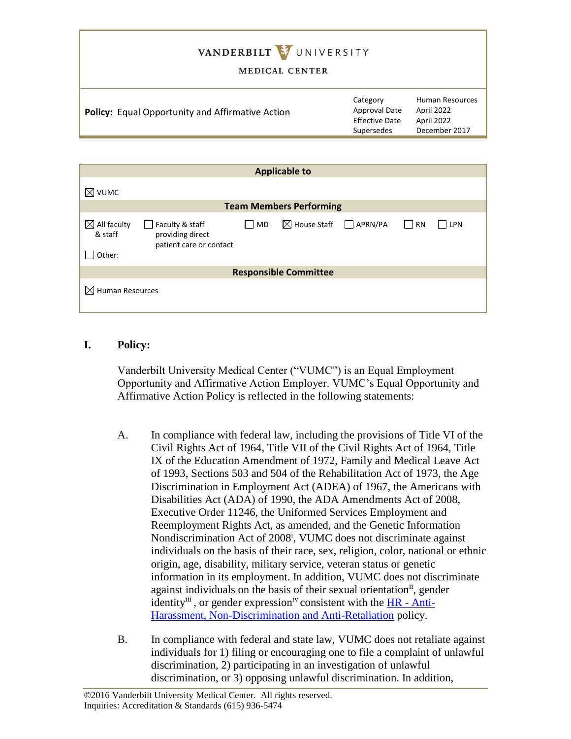VANDERBILT UNIVERSITY MEDICAL CENTER

| **Policy:** Equal Opportunity and Affirmative Action | Category | Human Resources |
|---|---|---|
| | Approval Date | April 2022 |
| | Effective Date | April 2022 |
| | Supersedes | December 2017 |

| **Applicable to** | | | | | | |
|---|---|---|---|---|---|---|
| ☒ VUMC | | | | | | |
| **Team Members Performing** | | | | | | |
| ☒ All faculty & staff | ☐ Faculty & staff providing direct patient care or contact | ☐ MD | ☒ House Staff | ☐ APRN/PA | ☐ RN | ☐ LPN |
| ☐ Other: | | | | | | |
| **Responsible Committee** | | | | | | |
| ☒ Human Resources | | | | | | |

## I. Policy:

Vanderbilt University Medical Center ("VUMC") is an Equal Employment Opportunity and Affirmative Action Employer. VUMC's Equal Opportunity and Affirmative Action Policy is reflected in the following statements:

A. In compliance with federal law, including the provisions of Title VI of the Civil Rights Act of 1964, Title VII of the Civil Rights Act of 1964, Title IX of the Education Amendment of 1972, Family and Medical Leave Act of 1993, Sections 503 and 504 of the Rehabilitation Act of 1973, the Age Discrimination in Employment Act (ADEA) of 1967, the Americans with Disabilities Act (ADA) of 1990, the ADA Amendments Act of 2008, Executive Order 11246, the Uniformed Services Employment and Reemployment Rights Act, as amended, and the Genetic Information Nondiscrimination Act of 2008[i], VUMC does not discriminate against individuals on the basis of their race, sex, religion, color, national or ethnic origin, age, disability, military service, veteran status or genetic information in its employment. In addition, VUMC does not discriminate against individuals on the basis of their sexual orientation[ii], gender identity[iii], or gender expression[iv] consistent with the HR - Anti-Harassment, Non-Discrimination and Anti-Retaliation policy.

B. In compliance with federal and state law, VUMC does not retaliate against individuals for 1) filing or encouraging one to file a complaint of unlawful discrimination, 2) participating in an investigation of unlawful discrimination, or 3) opposing unlawful discrimination. In addition,

©2016 Vanderbilt University Medical Center. All rights reserved.
Inquiries: Accreditation & Standards (615) 936-5474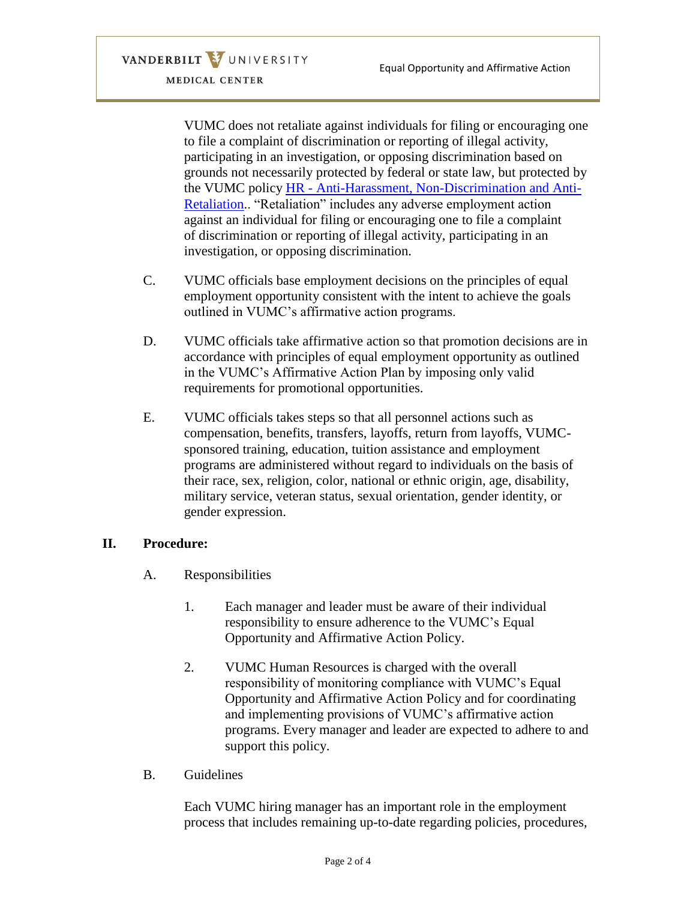VUMC does not retaliate against individuals for filing or encouraging one to file a complaint of discrimination or reporting of illegal activity, participating in an investigation, or opposing discrimination based on grounds not necessarily protected by federal or state law, but protected by the VUMC policy HR - Anti-Harassment, Non-Discrimination and Anti-Retaliation.. "Retaliation" includes any adverse employment action against an individual for filing or encouraging one to file a complaint of discrimination or reporting of illegal activity, participating in an investigation, or opposing discrimination.

C. VUMC officials base employment decisions on the principles of equal employment opportunity consistent with the intent to achieve the goals outlined in VUMC's affirmative action programs.

D. VUMC officials take affirmative action so that promotion decisions are in accordance with principles of equal employment opportunity as outlined in the VUMC's Affirmative Action Plan by imposing only valid requirements for promotional opportunities.

E. VUMC officials takes steps so that all personnel actions such as compensation, benefits, transfers, layoffs, return from layoffs, VUMC-sponsored training, education, tuition assistance and employment programs are administered without regard to individuals on the basis of their race, sex, religion, color, national or ethnic origin, age, disability, military service, veteran status, sexual orientation, gender identity, or gender expression.

## II. Procedure:

A. Responsibilities

1. Each manager and leader must be aware of their individual responsibility to ensure adherence to the VUMC's Equal Opportunity and Affirmative Action Policy.

2. VUMC Human Resources is charged with the overall responsibility of monitoring compliance with VUMC's Equal Opportunity and Affirmative Action Policy and for coordinating and implementing provisions of VUMC's affirmative action programs. Every manager and leader are expected to adhere to and support this policy.

B. Guidelines

Each VUMC hiring manager has an important role in the employment process that includes remaining up-to-date regarding policies, procedures,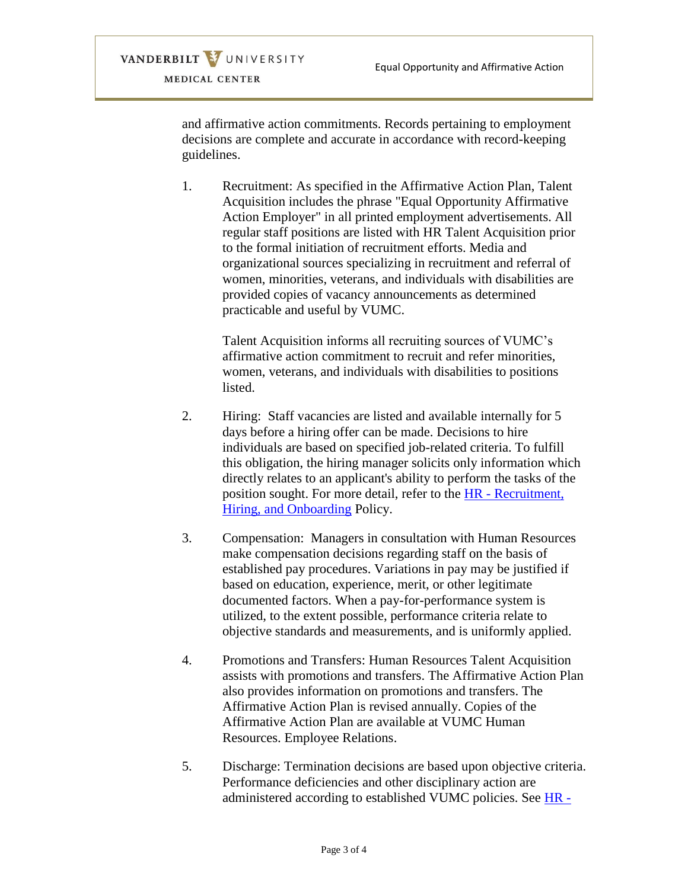and affirmative action commitments. Records pertaining to employment decisions are complete and accurate in accordance with record-keeping guidelines.

1. Recruitment: As specified in the Affirmative Action Plan, Talent Acquisition includes the phrase "Equal Opportunity Affirmative Action Employer" in all printed employment advertisements. All regular staff positions are listed with HR Talent Acquisition prior to the formal initiation of recruitment efforts. Media and organizational sources specializing in recruitment and referral of women, minorities, veterans, and individuals with disabilities are provided copies of vacancy announcements as determined practicable and useful by VUMC.

   Talent Acquisition informs all recruiting sources of VUMC's affirmative action commitment to recruit and refer minorities, women, veterans, and individuals with disabilities to positions listed.

2. Hiring: Staff vacancies are listed and available internally for 5 days before a hiring offer can be made. Decisions to hire individuals are based on specified job-related criteria. To fulfill this obligation, the hiring manager solicits only information which directly relates to an applicant's ability to perform the tasks of the position sought. For more detail, refer to the HR - Recruitment, Hiring, and Onboarding Policy.

3. Compensation: Managers in consultation with Human Resources make compensation decisions regarding staff on the basis of established pay procedures. Variations in pay may be justified if based on education, experience, merit, or other legitimate documented factors. When a pay-for-performance system is utilized, to the extent possible, performance criteria relate to objective standards and measurements, and is uniformly applied.

4. Promotions and Transfers: Human Resources Talent Acquisition assists with promotions and transfers. The Affirmative Action Plan also provides information on promotions and transfers. The Affirmative Action Plan is revised annually. Copies of the Affirmative Action Plan are available at VUMC Human Resources. Employee Relations.

5. Discharge: Termination decisions are based upon objective criteria. Performance deficiencies and other disciplinary action are administered according to established VUMC policies. See HR -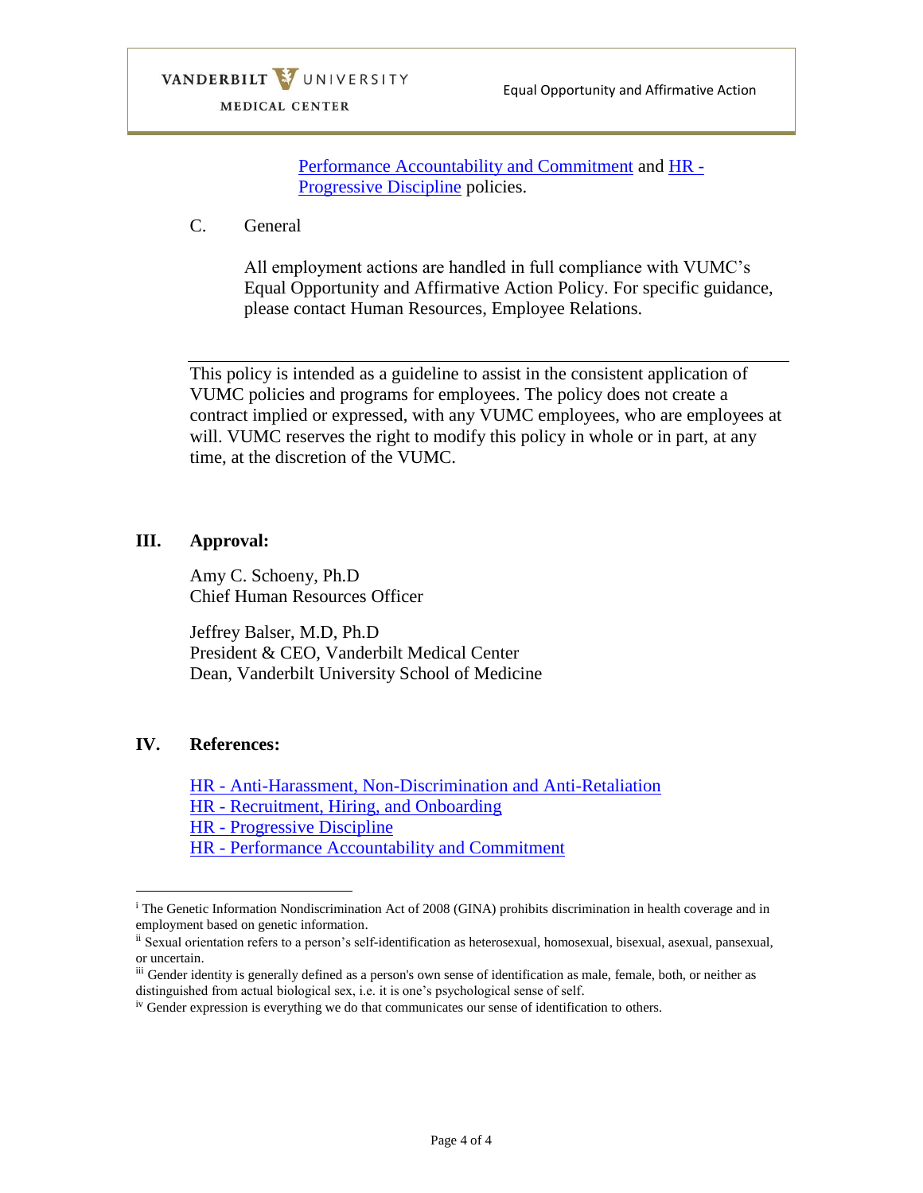Performance Accountability and Commitment and HR - Progressive Discipline policies.

C. General

All employment actions are handled in full compliance with VUMC's Equal Opportunity and Affirmative Action Policy. For specific guidance, please contact Human Resources, Employee Relations.

---

This policy is intended as a guideline to assist in the consistent application of VUMC policies and programs for employees. The policy does not create a contract implied or expressed, with any VUMC employees, who are employees at will. VUMC reserves the right to modify this policy in whole or in part, at any time, at the discretion of the VUMC.

## III. Approval:

Amy C. Schoeny, Ph.D
Chief Human Resources Officer

Jeffrey Balser, M.D, Ph.D
President & CEO, Vanderbilt Medical Center
Dean, Vanderbilt University School of Medicine

## IV. References:

HR - Anti-Harassment, Non-Discrimination and Anti-Retaliation
HR - Recruitment, Hiring, and Onboarding
HR - Progressive Discipline
HR - Performance Accountability and Commitment

---

[i] The Genetic Information Nondiscrimination Act of 2008 (GINA) prohibits discrimination in health coverage and in employment based on genetic information.

[ii] Sexual orientation refers to a person's self-identification as heterosexual, homosexual, bisexual, asexual, pansexual, or uncertain.

[iii] Gender identity is generally defined as a person's own sense of identification as male, female, both, or neither as distinguished from actual biological sex, i.e. it is one's psychological sense of self.

[iv] Gender expression is everything we do that communicates our sense of identification to others.